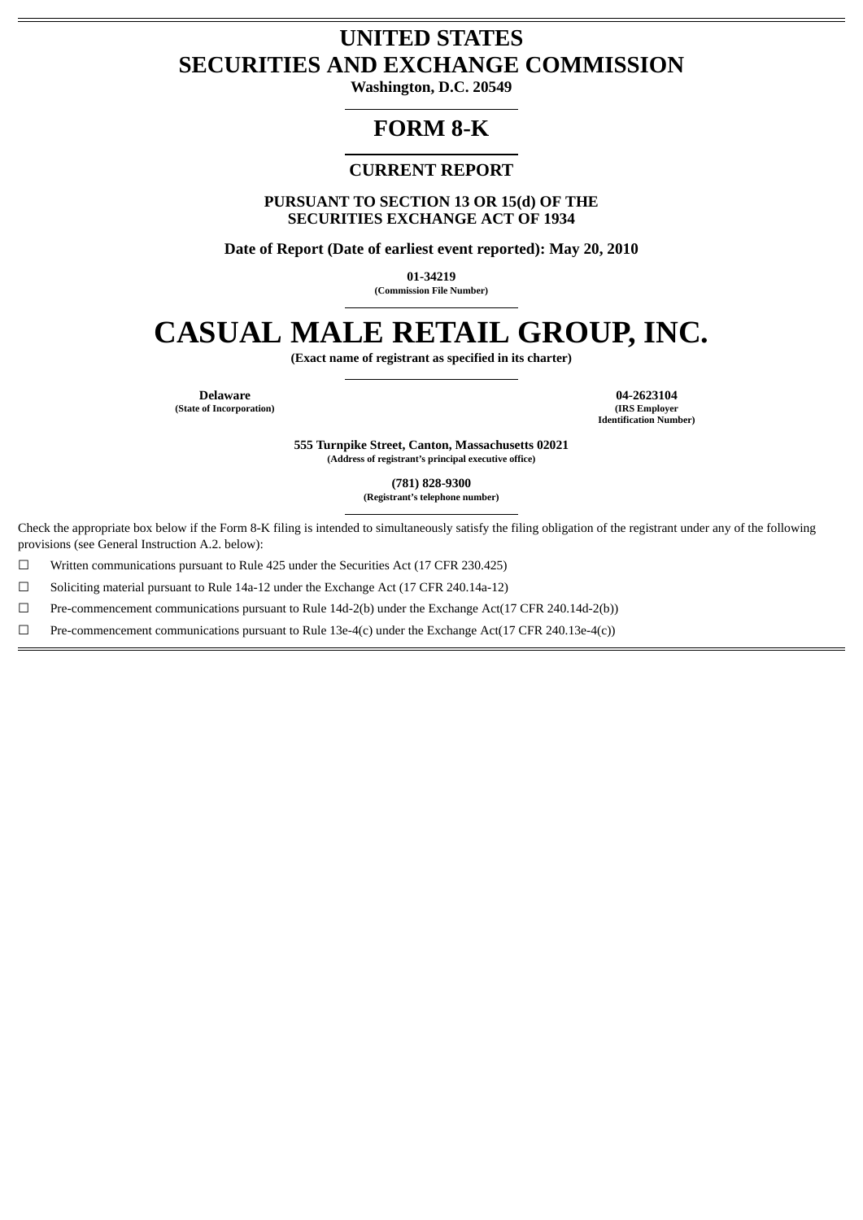# UNITED STATES
# SECURITIES AND EXCHANGE COMMISSION

**Washington, D.C. 20549**

## FORM 8-K

### CURRENT REPORT

**PURSUANT TO SECTION 13 OR 15(d) OF THE SECURITIES EXCHANGE ACT OF 1934**

**Date of Report (Date of earliest event reported): May 20, 2010**

**01-34219**
**(Commission File Number)**

# CASUAL MALE RETAIL GROUP, INC.

**(Exact name of registrant as specified in its charter)**

| **Delaware** | **04-2623104** |
|---|---|
| **(State of Incorporation)** | **(IRS Employer Identification Number)** |

**555 Turnpike Street, Canton, Massachusetts 02021**
**(Address of registrant's principal executive office)**

**(781) 828-9300**
**(Registrant's telephone number)**

Check the appropriate box below if the Form 8-K filing is intended to simultaneously satisfy the filing obligation of the registrant under any of the following provisions (see General Instruction A.2. below):

☐ Written communications pursuant to Rule 425 under the Securities Act (17 CFR 230.425)

☐ Soliciting material pursuant to Rule 14a-12 under the Exchange Act (17 CFR 240.14a-12)

☐ Pre-commencement communications pursuant to Rule 14d-2(b) under the Exchange Act(17 CFR 240.14d-2(b))

☐ Pre-commencement communications pursuant to Rule 13e-4(c) under the Exchange Act(17 CFR 240.13e-4(c))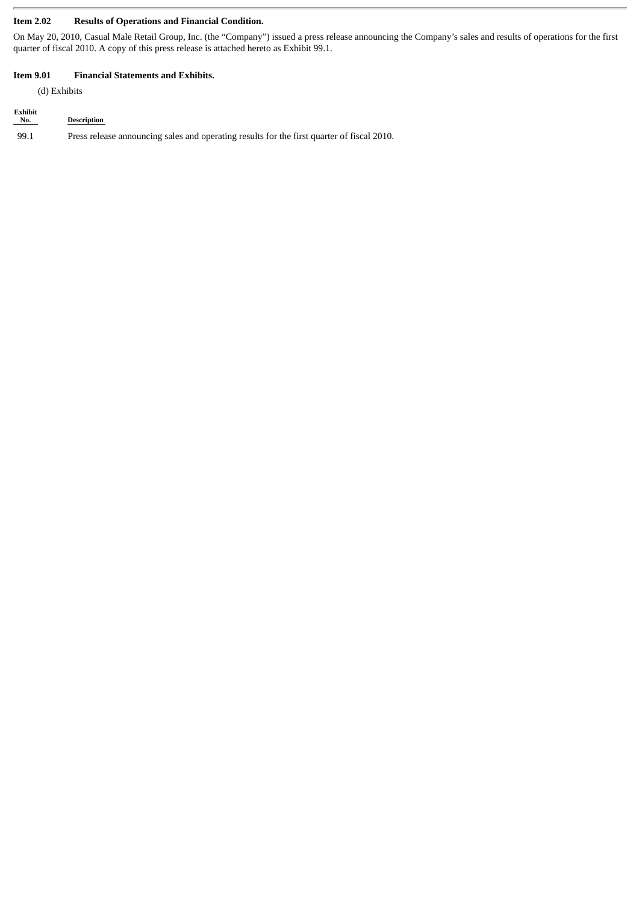**Item 2.02 Results of Operations and Financial Condition.**

On May 20, 2010, Casual Male Retail Group, Inc. (the "Company") issued a press release announcing the Company's sales and results of operations for the first quarter of fiscal 2010. A copy of this press release is attached hereto as Exhibit 99.1.

**Item 9.01 Financial Statements and Exhibits.**

(d) Exhibits

| Exhibit No. | Description |
|---|---|
| 99.1 | Press release announcing sales and operating results for the first quarter of fiscal 2010. |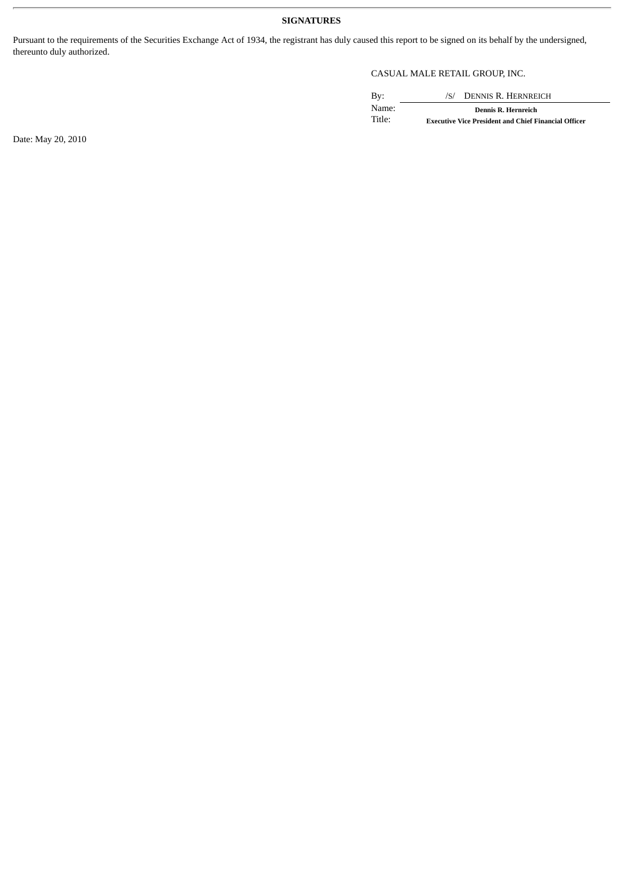## SIGNATURES

Pursuant to the requirements of the Securities Exchange Act of 1934, the registrant has duly caused this report to be signed on its behalf by the undersigned, thereunto duly authorized.

CASUAL MALE RETAIL GROUP, INC.

By: /S/ DENNIS R. HERNREICH
Name: **Dennis R. Hernreich**
Title: **Executive Vice President and Chief Financial Officer**

Date: May 20, 2010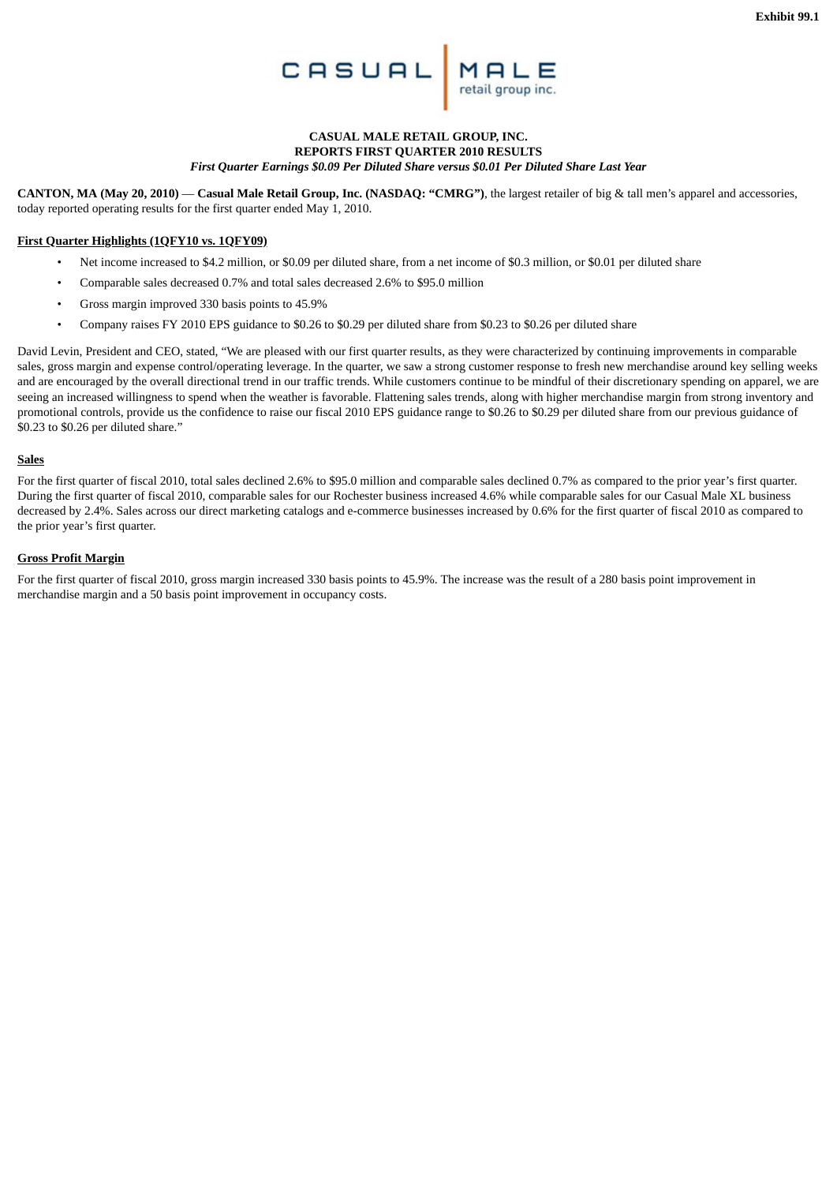Exhibit 99.1

CASUAL MALE retail group inc.

**CASUAL MALE RETAIL GROUP, INC.**
**REPORTS FIRST QUARTER 2010 RESULTS**
***First Quarter Earnings $0.09 Per Diluted Share versus $0.01 Per Diluted Share Last Year***

**CANTON, MA (May 20, 2010)** — **Casual Male Retail Group, Inc. (NASDAQ: "CMRG")**, the largest retailer of big & tall men's apparel and accessories, today reported operating results for the first quarter ended May 1, 2010.

**First Quarter Highlights (1QFY10 vs. 1QFY09)**

- Net income increased to $4.2 million, or $0.09 per diluted share, from a net income of $0.3 million, or $0.01 per diluted share
- Comparable sales decreased 0.7% and total sales decreased 2.6% to $95.0 million
- Gross margin improved 330 basis points to 45.9%
- Company raises FY 2010 EPS guidance to $0.26 to $0.29 per diluted share from $0.23 to $0.26 per diluted share

David Levin, President and CEO, stated, "We are pleased with our first quarter results, as they were characterized by continuing improvements in comparable sales, gross margin and expense control/operating leverage. In the quarter, we saw a strong customer response to fresh new merchandise around key selling weeks and are encouraged by the overall directional trend in our traffic trends. While customers continue to be mindful of their discretionary spending on apparel, we are seeing an increased willingness to spend when the weather is favorable. Flattening sales trends, along with higher merchandise margin from strong inventory and promotional controls, provide us the confidence to raise our fiscal 2010 EPS guidance range to $0.26 to $0.29 per diluted share from our previous guidance of $0.23 to $0.26 per diluted share."

**Sales**

For the first quarter of fiscal 2010, total sales declined 2.6% to $95.0 million and comparable sales declined 0.7% as compared to the prior year's first quarter. During the first quarter of fiscal 2010, comparable sales for our Rochester business increased 4.6% while comparable sales for our Casual Male XL business decreased by 2.4%. Sales across our direct marketing catalogs and e-commerce businesses increased by 0.6% for the first quarter of fiscal 2010 as compared to the prior year's first quarter.

**Gross Profit Margin**

For the first quarter of fiscal 2010, gross margin increased 330 basis points to 45.9%. The increase was the result of a 280 basis point improvement in merchandise margin and a 50 basis point improvement in occupancy costs.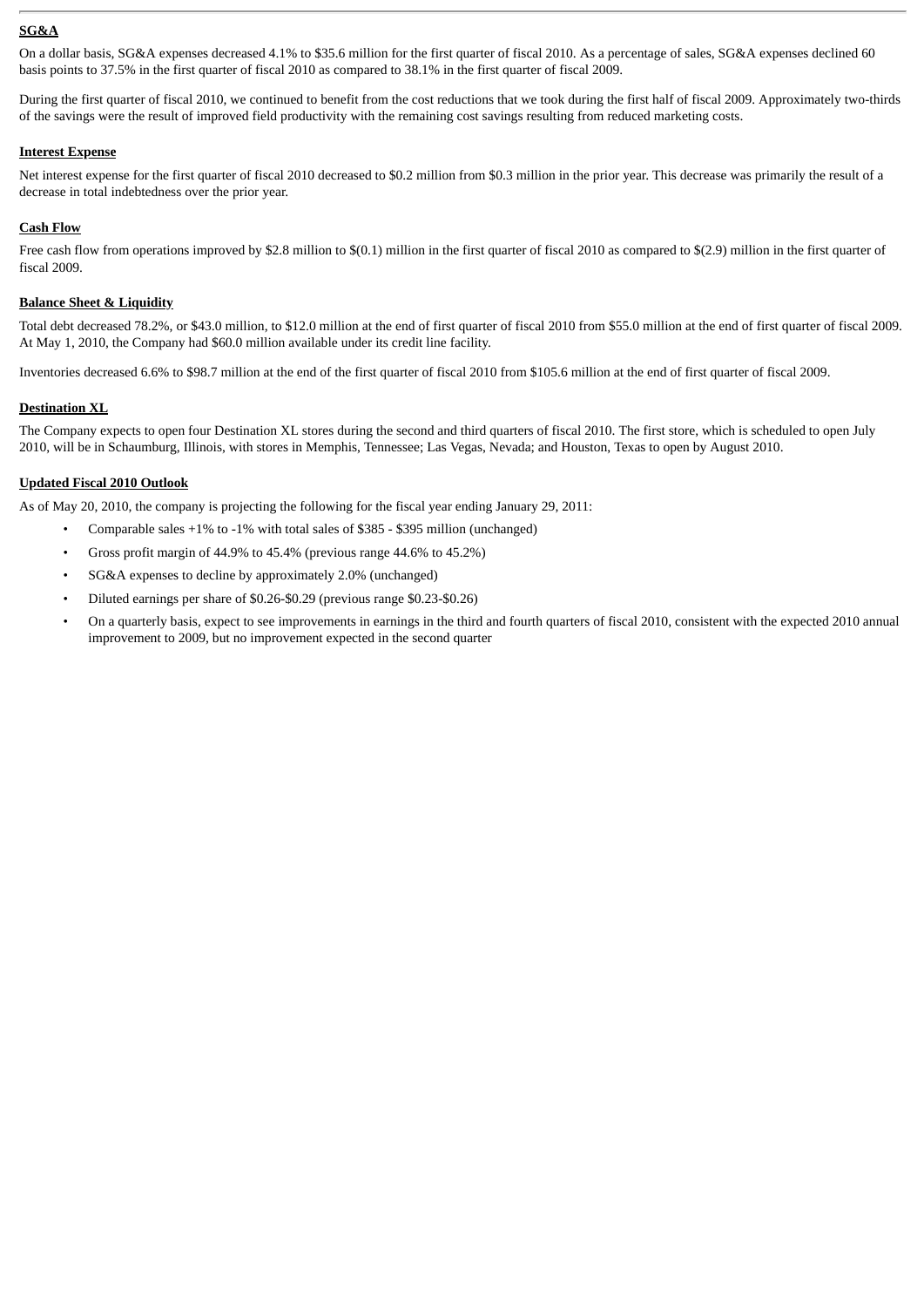**SG&A**

On a dollar basis, SG&A expenses decreased 4.1% to $35.6 million for the first quarter of fiscal 2010. As a percentage of sales, SG&A expenses declined 60 basis points to 37.5% in the first quarter of fiscal 2010 as compared to 38.1% in the first quarter of fiscal 2009.

During the first quarter of fiscal 2010, we continued to benefit from the cost reductions that we took during the first half of fiscal 2009. Approximately two-thirds of the savings were the result of improved field productivity with the remaining cost savings resulting from reduced marketing costs.

**Interest Expense**

Net interest expense for the first quarter of fiscal 2010 decreased to $0.2 million from $0.3 million in the prior year. This decrease was primarily the result of a decrease in total indebtedness over the prior year.

**Cash Flow**

Free cash flow from operations improved by $2.8 million to $(0.1) million in the first quarter of fiscal 2010 as compared to $(2.9) million in the first quarter of fiscal 2009.

**Balance Sheet & Liquidity**

Total debt decreased 78.2%, or $43.0 million, to $12.0 million at the end of first quarter of fiscal 2010 from $55.0 million at the end of first quarter of fiscal 2009. At May 1, 2010, the Company had $60.0 million available under its credit line facility.

Inventories decreased 6.6% to $98.7 million at the end of the first quarter of fiscal 2010 from $105.6 million at the end of first quarter of fiscal 2009.

**Destination XL**

The Company expects to open four Destination XL stores during the second and third quarters of fiscal 2010. The first store, which is scheduled to open July 2010, will be in Schaumburg, Illinois, with stores in Memphis, Tennessee; Las Vegas, Nevada; and Houston, Texas to open by August 2010.

**Updated Fiscal 2010 Outlook**

As of May 20, 2010, the company is projecting the following for the fiscal year ending January 29, 2011:

- Comparable sales +1% to -1% with total sales of $385 - $395 million (unchanged)
- Gross profit margin of 44.9% to 45.4% (previous range 44.6% to 45.2%)
- SG&A expenses to decline by approximately 2.0% (unchanged)
- Diluted earnings per share of $0.26-$0.29 (previous range $0.23-$0.26)
- On a quarterly basis, expect to see improvements in earnings in the third and fourth quarters of fiscal 2010, consistent with the expected 2010 annual improvement to 2009, but no improvement expected in the second quarter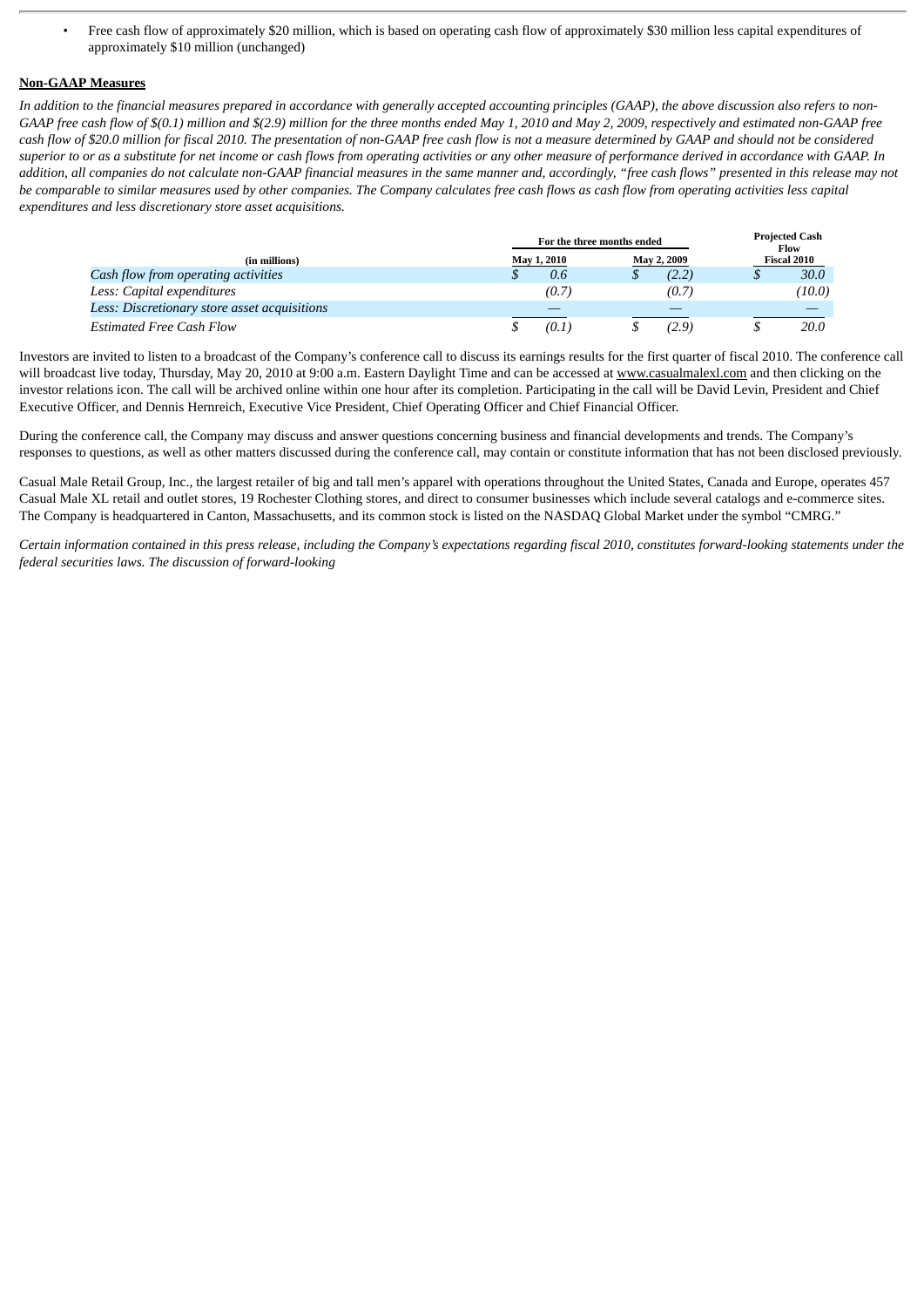- Free cash flow of approximately $20 million, which is based on operating cash flow of approximately $30 million less capital expenditures of approximately $10 million (unchanged)

**Non-GAAP Measures**

*In addition to the financial measures prepared in accordance with generally accepted accounting principles (GAAP), the above discussion also refers to non-GAAP free cash flow of $(0.1) million and $(2.9) million for the three months ended May 1, 2010 and May 2, 2009, respectively and estimated non-GAAP free cash flow of $20.0 million for fiscal 2010. The presentation of non-GAAP free cash flow is not a measure determined by GAAP and should not be considered superior to or as a substitute for net income or cash flows from operating activities or any other measure of performance derived in accordance with GAAP. In addition, all companies do not calculate non-GAAP financial measures in the same manner and, accordingly, "free cash flows" presented in this release may not be comparable to similar measures used by other companies. The Company calculates free cash flows as cash flow from operating activities less capital expenditures and less discretionary store asset acquisitions.*

| (in millions) | For the three months ended May 1, 2010 | For the three months ended May 2, 2009 | Projected Cash Flow Fiscal 2010 |
|---|---|---|---|
| *Cash flow from operating activities* | $ 0.6 | $ (2.2) | $ 30.0 |
| *Less: Capital expenditures* | (0.7) | (0.7) | (10.0) |
| *Less: Discretionary store asset acquisitions* | — | — | — |
| *Estimated Free Cash Flow* | $ (0.1) | $ (2.9) | $ 20.0 |

Investors are invited to listen to a broadcast of the Company's conference call to discuss its earnings results for the first quarter of fiscal 2010. The conference call will broadcast live today, Thursday, May 20, 2010 at 9:00 a.m. Eastern Daylight Time and can be accessed at www.casualmalexl.com and then clicking on the investor relations icon. The call will be archived online within one hour after its completion. Participating in the call will be David Levin, President and Chief Executive Officer, and Dennis Hernreich, Executive Vice President, Chief Operating Officer and Chief Financial Officer.

During the conference call, the Company may discuss and answer questions concerning business and financial developments and trends. The Company's responses to questions, as well as other matters discussed during the conference call, may contain or constitute information that has not been disclosed previously.

Casual Male Retail Group, Inc., the largest retailer of big and tall men's apparel with operations throughout the United States, Canada and Europe, operates 457 Casual Male XL retail and outlet stores, 19 Rochester Clothing stores, and direct to consumer businesses which include several catalogs and e-commerce sites. The Company is headquartered in Canton, Massachusetts, and its common stock is listed on the NASDAQ Global Market under the symbol "CMRG."

*Certain information contained in this press release, including the Company's expectations regarding fiscal 2010, constitutes forward-looking statements under the federal securities laws. The discussion of forward-looking*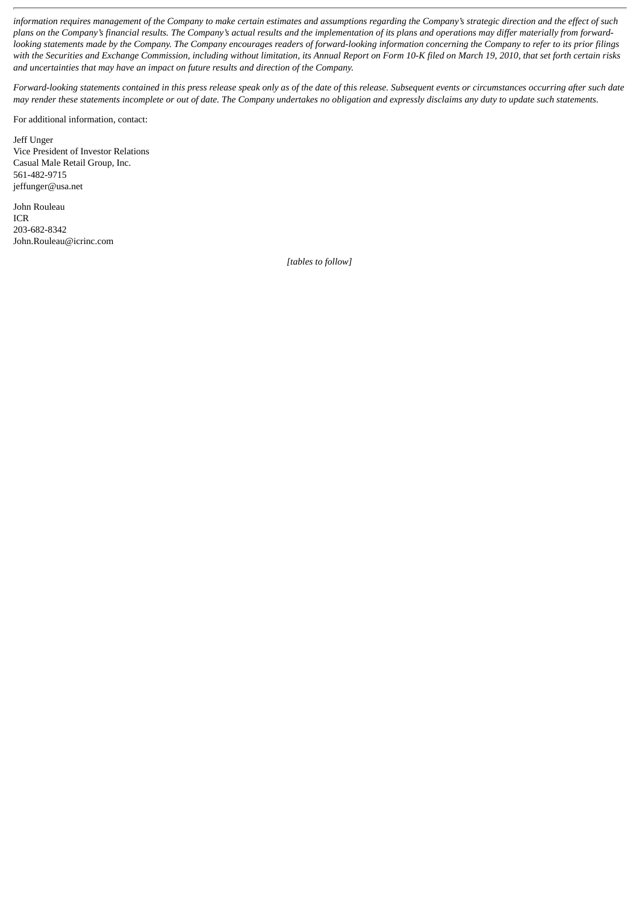*information requires management of the Company to make certain estimates and assumptions regarding the Company's strategic direction and the effect of such plans on the Company's financial results. The Company's actual results and the implementation of its plans and operations may differ materially from forward-looking statements made by the Company. The Company encourages readers of forward-looking information concerning the Company to refer to its prior filings with the Securities and Exchange Commission, including without limitation, its Annual Report on Form 10-K filed on March 19, 2010, that set forth certain risks and uncertainties that may have an impact on future results and direction of the Company.*

*Forward-looking statements contained in this press release speak only as of the date of this release. Subsequent events or circumstances occurring after such date may render these statements incomplete or out of date. The Company undertakes no obligation and expressly disclaims any duty to update such statements.*

For additional information, contact:

Jeff Unger
Vice President of Investor Relations
Casual Male Retail Group, Inc.
561-482-9715
jeffunger@usa.net

John Rouleau
ICR
203-682-8342
John.Rouleau@icrinc.com

*[tables to follow]*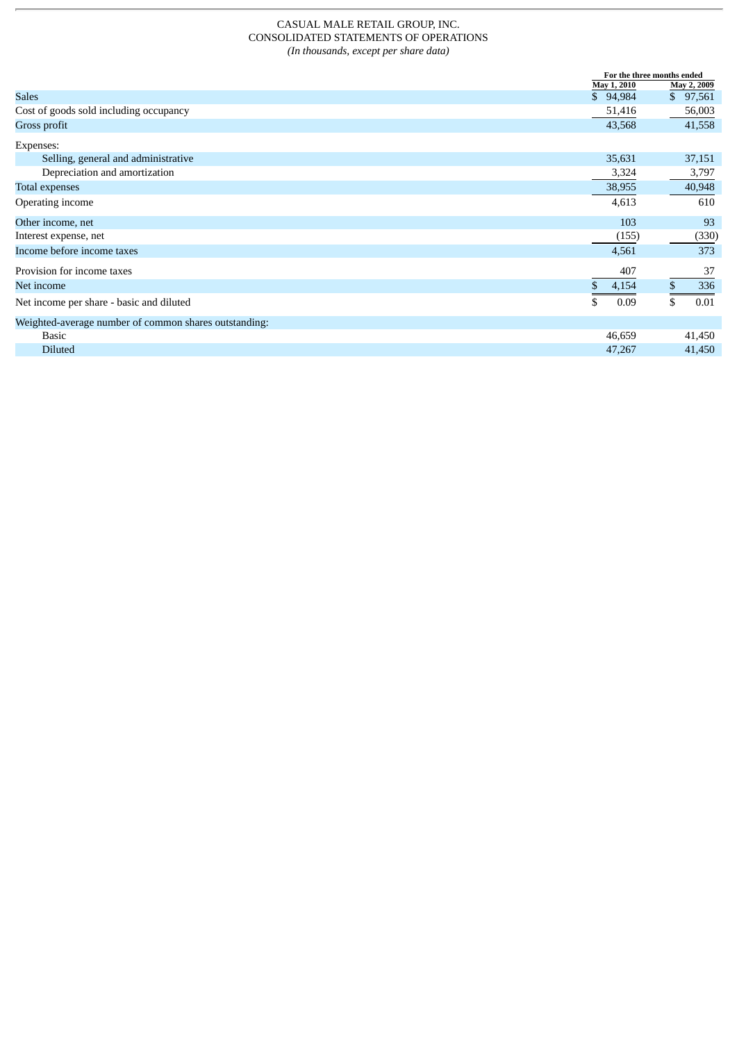CASUAL MALE RETAIL GROUP, INC.
CONSOLIDATED STATEMENTS OF OPERATIONS
*(In thousands, except per share data)*

| | For the three months ended | |
|---|---|---|
| | May 1, 2010 | May 2, 2009 |
| Sales | $ 94,984 | $ 97,561 |
| Cost of goods sold including occupancy | 51,416 | 56,003 |
| Gross profit | 43,568 | 41,558 |
| Expenses: | | |
| Selling, general and administrative | 35,631 | 37,151 |
| Depreciation and amortization | 3,324 | 3,797 |
| Total expenses | 38,955 | 40,948 |
| Operating income | 4,613 | 610 |
| Other income, net | 103 | 93 |
| Interest expense, net | (155) | (330) |
| Income before income taxes | 4,561 | 373 |
| Provision for income taxes | 407 | 37 |
| Net income | $ 4,154 | $ 336 |
| Net income per share - basic and diluted | $ 0.09 | $ 0.01 |
| Weighted-average number of common shares outstanding: | | |
| Basic | 46,659 | 41,450 |
| Diluted | 47,267 | 41,450 |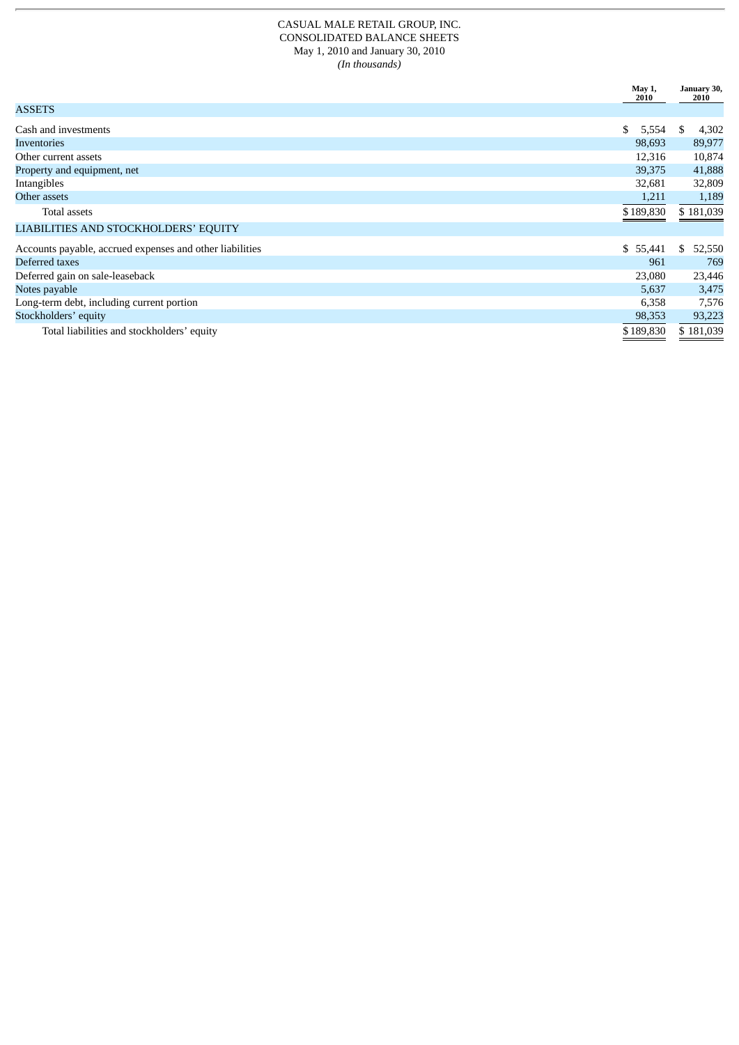CASUAL MALE RETAIL GROUP, INC.
CONSOLIDATED BALANCE SHEETS
May 1, 2010 and January 30, 2010
*(In thousands)*

| | May 1, 2010 | January 30, 2010 |
|---|---|---|
| ASSETS | | |
| Cash and investments | $ 5,554 | $ 4,302 |
| Inventories | 98,693 | 89,977 |
| Other current assets | 12,316 | 10,874 |
| Property and equipment, net | 39,375 | 41,888 |
| Intangibles | 32,681 | 32,809 |
| Other assets | 1,211 | 1,189 |
| Total assets | $ 189,830 | $ 181,039 |
| LIABILITIES AND STOCKHOLDERS' EQUITY | | |
| Accounts payable, accrued expenses and other liabilities | $ 55,441 | $ 52,550 |
| Deferred taxes | 961 | 769 |
| Deferred gain on sale-leaseback | 23,080 | 23,446 |
| Notes payable | 5,637 | 3,475 |
| Long-term debt, including current portion | 6,358 | 7,576 |
| Stockholders' equity | 98,353 | 93,223 |
| Total liabilities and stockholders' equity | $ 189,830 | $ 181,039 |